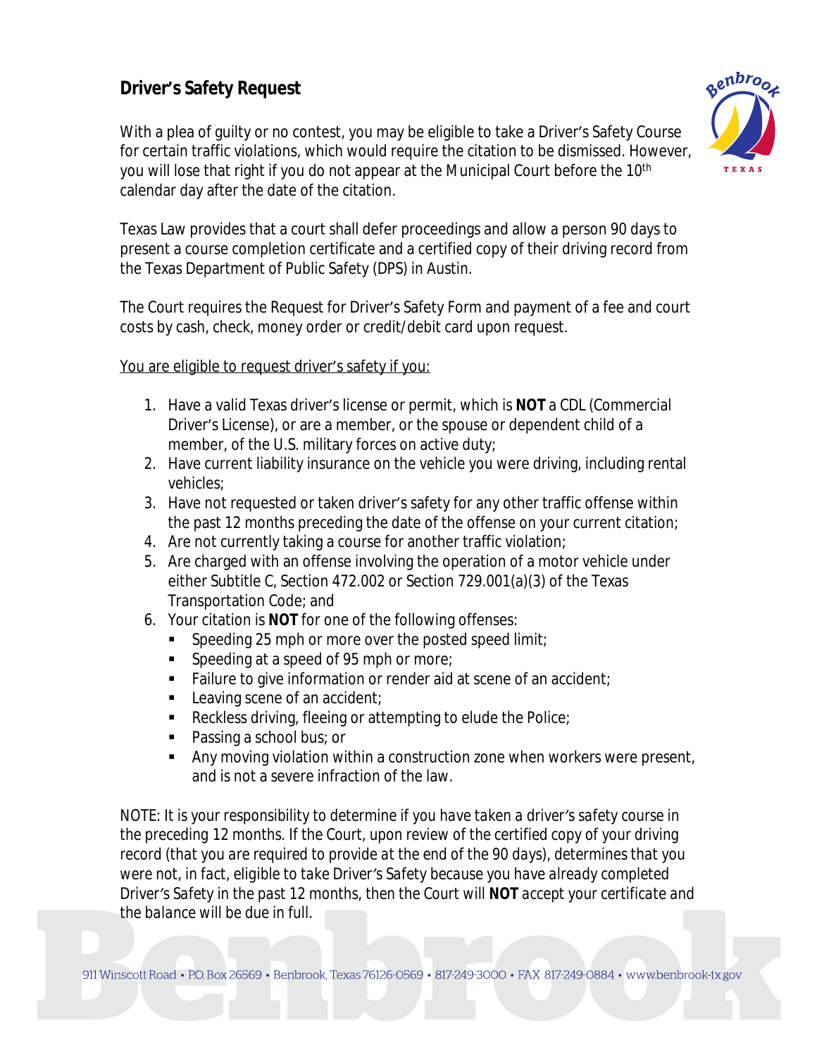## Driver's Safety Request

With a plea of guilty or no contest, you may be eligible to take a Driver's Safety Course for certain traffic violations, which would require the citation to be dismissed. However, you will lose that right if you do not appear at the Municipal Court before the 10th calendar day after the date of the citation.

Texas Law provides that a court shall defer proceedings and allow a person 90 days to present a course completion certificate and a certified copy of their driving record from the Texas Department of Public Safety (DPS) in Austin.

The Court requires the Request for Driver's Safety Form and payment of a fee and court costs by cash, check, money order or credit/debit card upon request.

<u>You are eligible to request driver's safety if you:</u>

1. Have a valid Texas driver's license or permit, which is **NOT** a CDL (Commercial Driver's License), or are a member, or the spouse or dependent child of a member, of the U.S. military forces on active duty;
2. Have current liability insurance on the vehicle you were driving, including rental vehicles;
3. Have not requested or taken driver's safety for any other traffic offense within the past 12 months preceding the date of the offense on your current citation;
4. Are not currently taking a course for another traffic violation;
5. Are charged with an offense involving the operation of a motor vehicle under either Subtitle C, Section 472.002 or Section 729.001(a)(3) of the Texas Transportation Code; and
6. Your citation is **NOT** for one of the following offenses:
   - Speeding 25 mph or more over the posted speed limit;
   - Speeding at a speed of 95 mph or more;
   - Failure to give information or render aid at scene of an accident;
   - Leaving scene of an accident;
   - Reckless driving, fleeing or attempting to elude the Police;
   - Passing a school bus; or
   - Any moving violation within a construction zone when workers were present, and is not a severe infraction of the law.

*NOTE: It is your responsibility to determine if you have taken a driver's safety course in the preceding 12 months. If the Court, upon review of the certified copy of your driving record (that you are required to provide at the end of the 90 days), determines that you were not, in fact, eligible to take Driver's Safety because you have already completed Driver's Safety in the past 12 months, then the Court will* ***NOT*** *accept your certificate and the balance will be due in full.*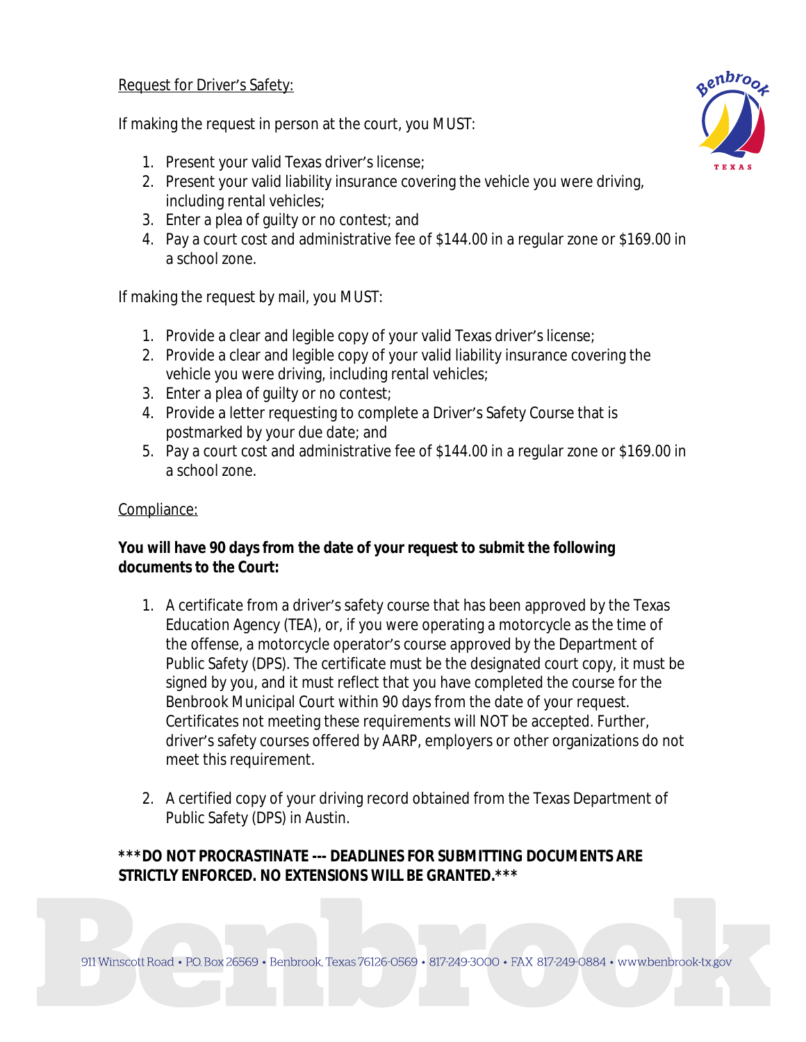Request for Driver's Safety:

If making the request in person at the court, you MUST:

1. Present your valid Texas driver's license;
2. Present your valid liability insurance covering the vehicle you were driving, including rental vehicles;
3. Enter a plea of guilty or no contest; and
4. Pay a court cost and administrative fee of $144.00 in a regular zone or $169.00 in a school zone.

If making the request by mail, you MUST:

1. Provide a clear and legible copy of your valid Texas driver's license;
2. Provide a clear and legible copy of your valid liability insurance covering the vehicle you were driving, including rental vehicles;
3. Enter a plea of guilty or no contest;
4. Provide a letter requesting to complete a Driver's Safety Course that is postmarked by your due date; and
5. Pay a court cost and administrative fee of $144.00 in a regular zone or $169.00 in a school zone.

Compliance:

**You will have 90 days from the date of your request to submit the following documents to the Court:**

1. A certificate from a driver's safety course that has been approved by the Texas Education Agency (TEA), or, if you were operating a motorcycle as the time of the offense, a motorcycle operator's course approved by the Department of Public Safety (DPS). The certificate must be the designated court copy, it must be signed by you, and it must reflect that you have completed the course for the Benbrook Municipal Court within 90 days from the date of your request. Certificates not meeting these requirements will NOT be accepted. Further, driver's safety courses offered by AARP, employers or other organizations do not meet this requirement.

2. A certified copy of your driving record obtained from the Texas Department of Public Safety (DPS) in Austin.

**\*\*\*DO NOT PROCRASTINATE --- DEADLINES FOR SUBMITTING DOCUMENTS ARE STRICTLY ENFORCED. NO EXTENSIONS WILL BE GRANTED.\*\*\***

911 Winscott Road • P.O. Box 26569 • Benbrook, Texas 76126-0569 • 817-249-3000 • FAX 817-249-0884 • www.benbrook-tx.gov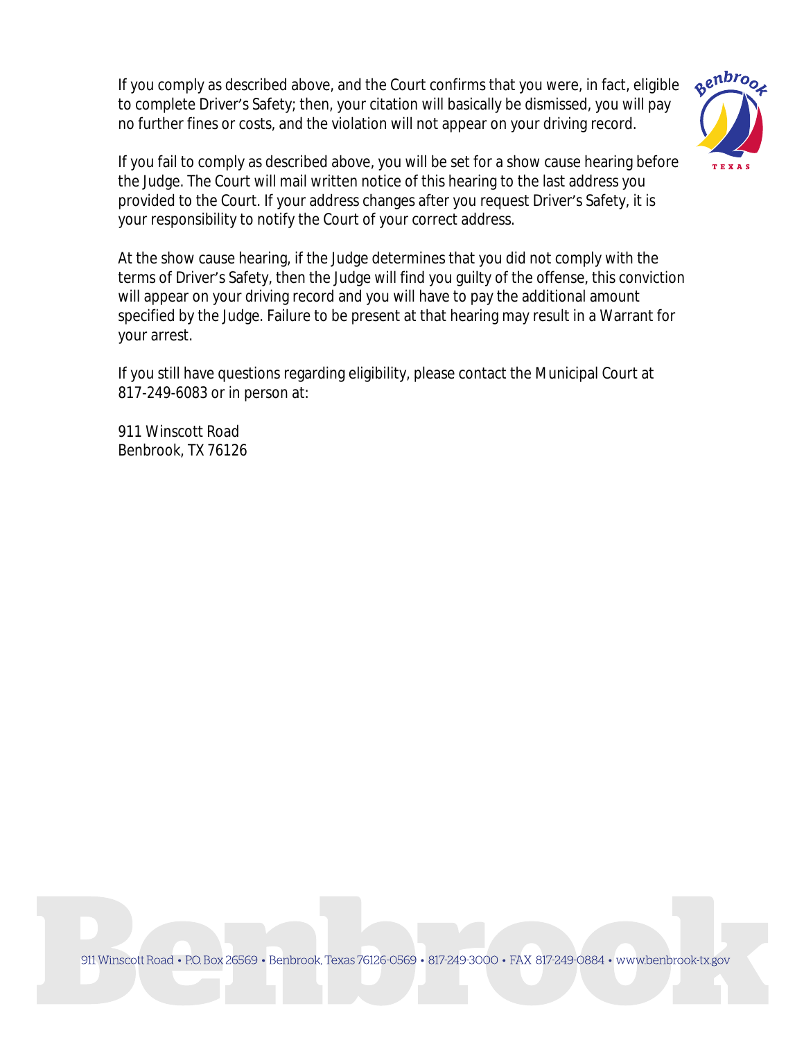If you comply as described above, and the Court confirms that you were, in fact, eligible to complete Driver's Safety; then, your citation will basically be dismissed, you will pay no further fines or costs, and the violation will not appear on your driving record.

If you fail to comply as described above, you will be set for a show cause hearing before the Judge. The Court will mail written notice of this hearing to the last address you provided to the Court. If your address changes after you request Driver's Safety, it is your responsibility to notify the Court of your correct address.

At the show cause hearing, if the Judge determines that you did not comply with the terms of Driver's Safety, then the Judge will find you guilty of the offense, this conviction will appear on your driving record and you will have to pay the additional amount specified by the Judge. Failure to be present at that hearing may result in a Warrant for your arrest.

If you still have questions regarding eligibility, please contact the Municipal Court at 817-249-6083 or in person at:

911 Winscott Road
Benbrook, TX 76126